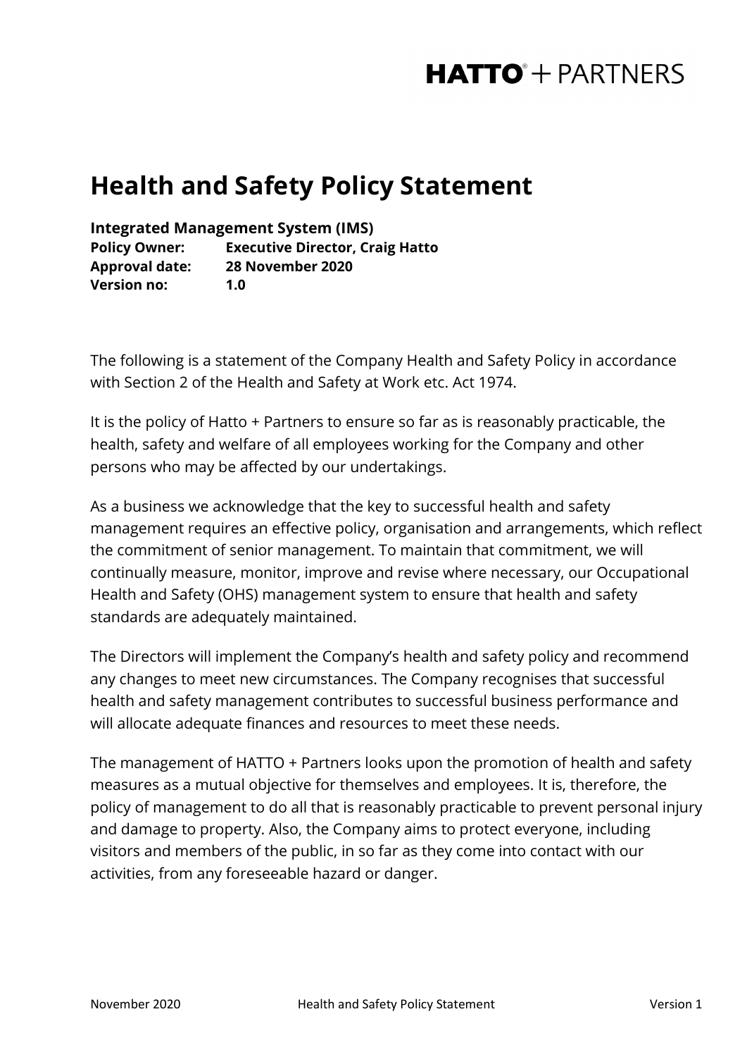**HATTO® + PARTNERS**

# Health and Safety Policy Statement

**Integrated Management System (IMS)**
**Policy Owner: Executive Director, Craig Hatto**
**Approval date: 28 November 2020**
**Version no: 1.0**

The following is a statement of the Company Health and Safety Policy in accordance with Section 2 of the Health and Safety at Work etc. Act 1974.

It is the policy of Hatto + Partners to ensure so far as is reasonably practicable, the health, safety and welfare of all employees working for the Company and other persons who may be affected by our undertakings.

As a business we acknowledge that the key to successful health and safety management requires an effective policy, organisation and arrangements, which reflect the commitment of senior management. To maintain that commitment, we will continually measure, monitor, improve and revise where necessary, our Occupational Health and Safety (OHS) management system to ensure that health and safety standards are adequately maintained.

The Directors will implement the Company's health and safety policy and recommend any changes to meet new circumstances. The Company recognises that successful health and safety management contributes to successful business performance and will allocate adequate finances and resources to meet these needs.

The management of HATTO + Partners looks upon the promotion of health and safety measures as a mutual objective for themselves and employees. It is, therefore, the policy of management to do all that is reasonably practicable to prevent personal injury and damage to property. Also, the Company aims to protect everyone, including visitors and members of the public, in so far as they come into contact with our activities, from any foreseeable hazard or danger.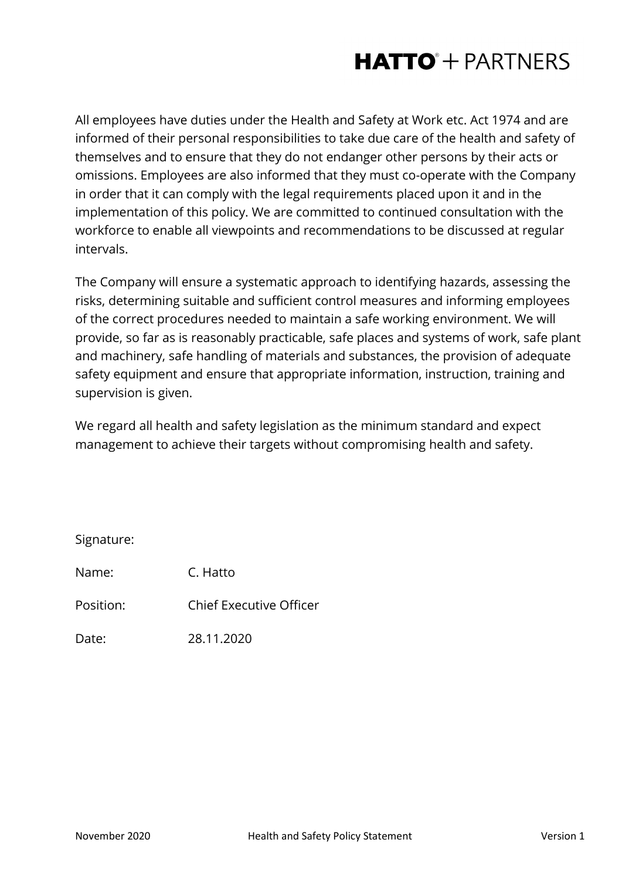All employees have duties under the Health and Safety at Work etc. Act 1974 and are informed of their personal responsibilities to take due care of the health and safety of themselves and to ensure that they do not endanger other persons by their acts or omissions. Employees are also informed that they must co-operate with the Company in order that it can comply with the legal requirements placed upon it and in the implementation of this policy. We are committed to continued consultation with the workforce to enable all viewpoints and recommendations to be discussed at regular intervals.

The Company will ensure a systematic approach to identifying hazards, assessing the risks, determining suitable and sufficient control measures and informing employees of the correct procedures needed to maintain a safe working environment. We will provide, so far as is reasonably practicable, safe places and systems of work, safe plant and machinery, safe handling of materials and substances, the provision of adequate safety equipment and ensure that appropriate information, instruction, training and supervision is given.

We regard all health and safety legislation as the minimum standard and expect management to achieve their targets without compromising health and safety.

Signature:

Name: C. Hatto

Position: Chief Executive Officer

Date: 28.11.2020